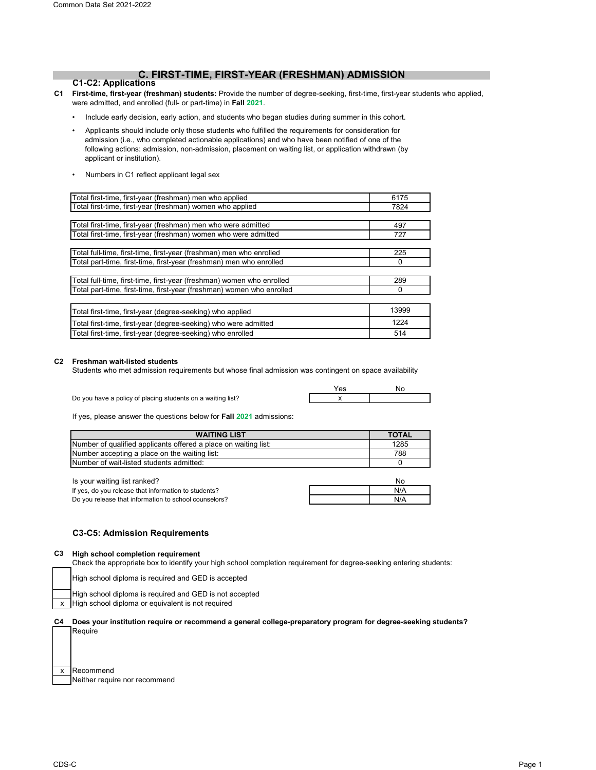# C. FIRST-TIME, FIRST-YEAR (FRESHMAN) ADMISSION

## C1-C2: Applications

**C1** **First-time, first-year (freshman) students:** Provide the number of degree-seeking, first-time, first-year students who applied, were admitted, and enrolled (full- or part-time) in **Fall 2021**.

- Include early decision, early action, and students who began studies during summer in this cohort.
- Applicants should include only those students who fulfilled the requirements for consideration for admission (i.e., who completed actionable applications) and who have been notified of one of the following actions: admission, non-admission, placement on waiting list, or application withdrawn (by applicant or institution).
- Numbers in C1 reflect applicant legal sex

| | |
|---|---|
| Total first-time, first-year (freshman) men who applied | 6175 |
| Total first-time, first-year (freshman) women who applied | 7824 |
| Total first-time, first-year (freshman) men who were admitted | 497 |
| Total first-time, first-year (freshman) women who were admitted | 727 |
| Total full-time, first-time, first-year (freshman) men who enrolled | 225 |
| Total part-time, first-time, first-year (freshman) men who enrolled | 0 |
| Total full-time, first-time, first-year (freshman) women who enrolled | 289 |
| Total part-time, first-time, first-year (freshman) women who enrolled | 0 |
| Total first-time, first-year (degree-seeking) who applied | 13999 |
| Total first-time, first-year (degree-seeking) who were admitted | 1224 |
| Total first-time, first-year (degree-seeking) who enrolled | 514 |

**C2** **Freshman wait-listed students**
Students who met admission requirements but whose final admission was contingent on space availability

| | Yes | No |
|---|---|---|
| Do you have a policy of placing students on a waiting list? | x | |

If yes, please answer the questions below for **Fall 2021** admissions:

| WAITING LIST | TOTAL |
|---|---|
| Number of qualified applicants offered a place on waiting list: | 1285 |
| Number accepting a place on the waiting list: | 788 |
| Number of wait-listed students admitted: | 0 |

| | | |
|---|---|---|
| Is your waiting list ranked? | | No |
| If yes, do you release that information to students? | | N/A |
| Do you release that information to school counselors? | | N/A |

## C3-C5: Admission Requirements

**C3** **High school completion requirement**
Check the appropriate box to identify your high school completion requirement for degree-seeking entering students:

| | |
|---|---|
| | High school diploma is required and GED is accepted |
| | High school diploma is required and GED is not accepted |
| x | High school diploma or equivalent is not required |

**C4** **Does your institution require or recommend a general college-preparatory program for degree-seeking students?**

| | |
|---|---|
| | Require |
| x | Recommend |
| | Neither require nor recommend |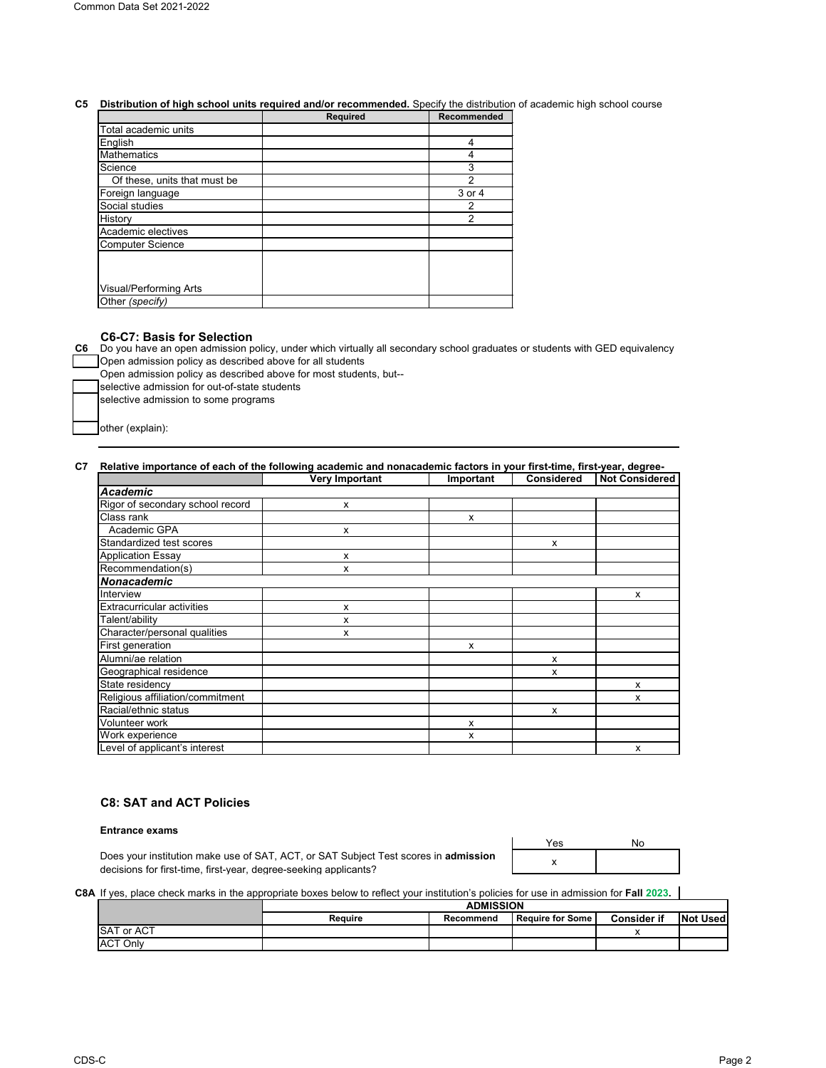**C5 Distribution of high school units required and/or recommended.** Specify the distribution of academic high school course

| | Required | Recommended |
|---|---|---|
| Total academic units | | |
| English | | 4 |
| Mathematics | | 4 |
| Science | | 3 |
| Of these, units that must be | | 2 |
| Foreign language | | 3 or 4 |
| Social studies | | 2 |
| History | | 2 |
| Academic electives | | |
| Computer Science | | |
| Visual/Performing Arts | | |
| Other *(specify)* | | |

## C6-C7: Basis for Selection

**C6** Do you have an open admission policy, under which virtually all secondary school graduates or students with GED equivalency

- [ ] Open admission policy as described above for all students

Open admission policy as described above for most students, but--

- [ ] selective admission for out-of-state students
- [ ] selective admission to some programs
- [ ] other (explain):

**C7 Relative importance of each of the following academic and nonacademic factors in your first-time, first-year, degree-**

| | Very Important | Important | Considered | Not Considered |
|---|---|---|---|---|
| ***Academic*** | | | | |
| Rigor of secondary school record | x | | | |
| Class rank | | x | | |
| Academic GPA | x | | | |
| Standardized test scores | | | x | |
| Application Essay | x | | | |
| Recommendation(s) | x | | | |
| ***Nonacademic*** | | | | |
| Interview | | | | x |
| Extracurricular activities | x | | | |
| Talent/ability | x | | | |
| Character/personal qualities | x | | | |
| First generation | | x | | |
| Alumni/ae relation | | | x | |
| Geographical residence | | | x | |
| State residency | | | | x |
| Religious affiliation/commitment | | | | x |
| Racial/ethnic status | | | x | |
| Volunteer work | | x | | |
| Work experience | | x | | |
| Level of applicant's interest | | | | x |

## C8: SAT and ACT Policies

**Entrance exams**

| | Yes | No |
|---|---|---|
| Does your institution make use of SAT, ACT, or SAT Subject Test scores in **admission** decisions for first-time, first-year, degree-seeking applicants? | x | |

**C8A** If yes, place check marks in the appropriate boxes below to reflect your institution's policies for use in admission for **Fall 2023**.

| | ADMISSION | | | | |
|---|---|---|---|---|---|
| | Require | Recommend | Require for Some | Consider if | Not Used |
| SAT or ACT | | | | x | |
| ACT Only | | | | | |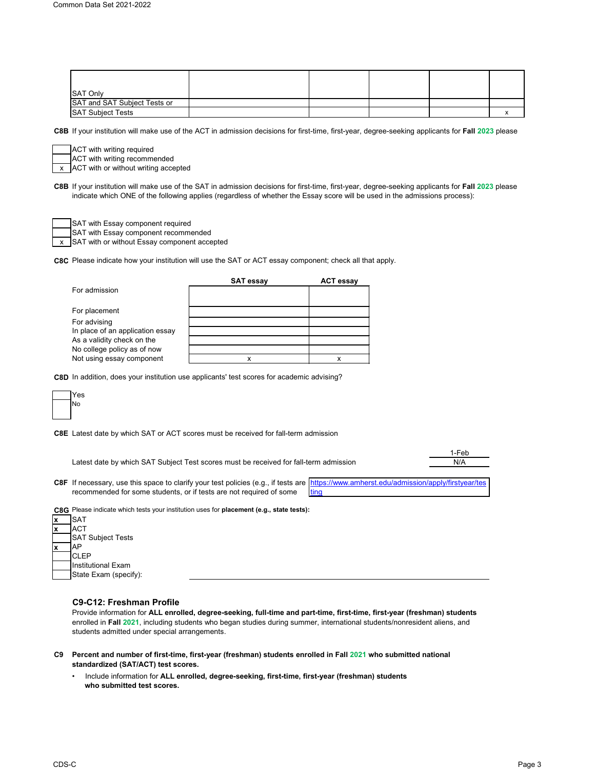| | | | | | |
|---|---|---|---|---|---|
| SAT Only | | | | | |
| SAT and SAT Subject Tests or SAT Subject Tests | | | | | x |

**C8B** If your institution will make use of the ACT in admission decisions for first-time, first-year, degree-seeking applicants for **Fall** 2023 please

| | |
|---|---|
| | ACT with writing required |
| | ACT with writing recommended |
| x | ACT with or without writing accepted |

**C8B** If your institution will make use of the SAT in admission decisions for first-time, first-year, degree-seeking applicants for **Fall** 2023 please indicate which ONE of the following applies (regardless of whether the Essay score will be used in the admissions process):

| | |
|---|---|
| | SAT with Essay component required |
| | SAT with Essay component recommended |
| x | SAT with or without Essay component accepted |

**C8C** Please indicate how your institution will use the SAT or ACT essay component; check all that apply.

| | SAT essay | ACT essay |
|---|---|---|
| For admission | | |
| For placement | | |
| For advising | | |
| In place of an application essay | | |
| As a validity check on the | | |
| No college policy as of now | | |
| Not using essay component | x | x |

**C8D** In addition, does your institution use applicants' test scores for academic advising?

| | |
|---|---|
| | Yes |
| | No |

**C8E** Latest date by which SAT or ACT scores must be received for fall-term admission

| | |
|---|---|
| Latest date by which SAT or ACT scores must be received for fall-term admission | 1-Feb |
| Latest date by which SAT Subject Test scores must be received for fall-term admission | N/A |

**C8F** If necessary, use this space to clarify your test policies (e.g., if tests are recommended for some students, or if tests are not required of some

https://www.amherst.edu/admission/apply/firstyear/testing

**C8G** Please indicate which tests your institution uses for **placement (e.g., state tests):**

| | |
|---|---|
| x | SAT |
| x | ACT |
| | SAT Subject Tests |
| x | AP |
| | CLEP |
| | Institutional Exam |
| | State Exam (specify): |

### C9-C12: Freshman Profile

Provide information for **ALL enrolled, degree-seeking, full-time and part-time, first-time, first-year (freshman) students** enrolled in **Fall** 2021, including students who began studies during summer, international students/nonresident aliens, and students admitted under special arrangements.

**C9 Percent and number of first-time, first-year (freshman) students enrolled in Fall 2021 who submitted national standardized (SAT/ACT) test scores.**

- Include information for **ALL enrolled, degree-seeking, first-time, first-year (freshman) students who submitted test scores.**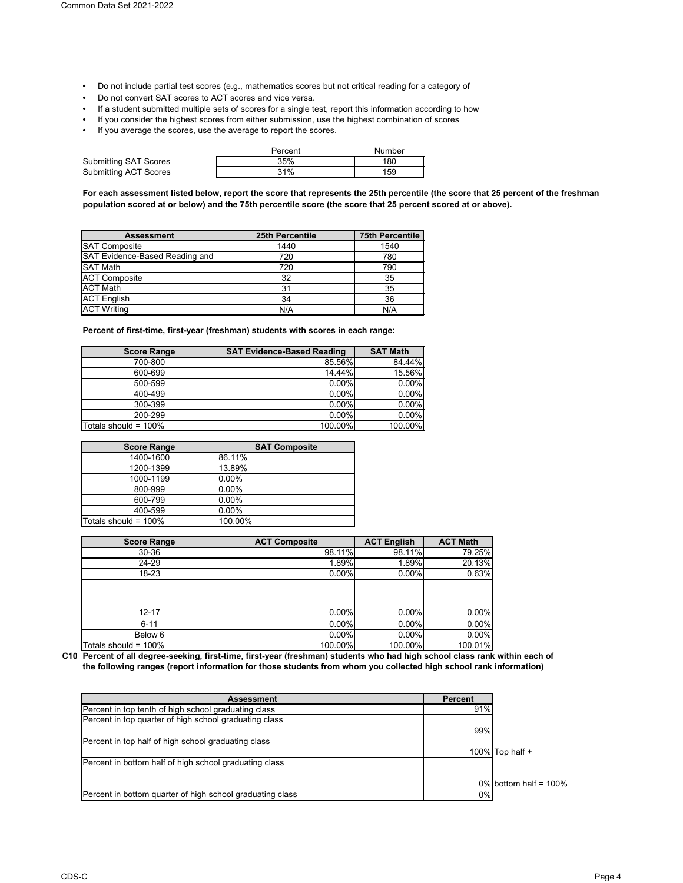- Do not include partial test scores (e.g., mathematics scores but not critical reading for a category of
- Do not convert SAT scores to ACT scores and vice versa.
- If a student submitted multiple sets of scores for a single test, report this information according to how
- If you consider the highest scores from either submission, use the highest combination of scores
- If you average the scores, use the average to report the scores.

| | Percent | Number |
|---|---|---|
| Submitting SAT Scores | 35% | 180 |
| Submitting ACT Scores | 31% | 159 |

**For each assessment listed below, report the score that represents the 25th percentile (the score that 25 percent of the freshman population scored at or below) and the 75th percentile score (the score that 25 percent scored at or above).**

| Assessment | 25th Percentile | 75th Percentile |
|---|---|---|
| SAT Composite | 1440 | 1540 |
| SAT Evidence-Based Reading and | 720 | 780 |
| SAT Math | 720 | 790 |
| ACT Composite | 32 | 35 |
| ACT Math | 31 | 35 |
| ACT English | 34 | 36 |
| ACT Writing | N/A | N/A |

**Percent of first-time, first-year (freshman) students with scores in each range:**

| Score Range | SAT Evidence-Based Reading | SAT Math |
|---|---|---|
| 700-800 | 85.56% | 84.44% |
| 600-699 | 14.44% | 15.56% |
| 500-599 | 0.00% | 0.00% |
| 400-499 | 0.00% | 0.00% |
| 300-399 | 0.00% | 0.00% |
| 200-299 | 0.00% | 0.00% |
| Totals should = 100% | 100.00% | 100.00% |

| Score Range | SAT Composite |
|---|---|
| 1400-1600 | 86.11% |
| 1200-1399 | 13.89% |
| 1000-1199 | 0.00% |
| 800-999 | 0.00% |
| 600-799 | 0.00% |
| 400-599 | 0.00% |
| Totals should = 100% | 100.00% |

| Score Range | ACT Composite | ACT English | ACT Math |
|---|---|---|---|
| 30-36 | 98.11% | 98.11% | 79.25% |
| 24-29 | 1.89% | 1.89% | 20.13% |
| 18-23 | 0.00% | 0.00% | 0.63% |
| 12-17 | 0.00% | 0.00% | 0.00% |
| 6-11 | 0.00% | 0.00% | 0.00% |
| Below 6 | 0.00% | 0.00% | 0.00% |
| Totals should = 100% | 100.00% | 100.00% | 100.01% |

**C10 Percent of all degree-seeking, first-time, first-year (freshman) students who had high school class rank within each of the following ranges (report information for those students from whom you collected high school rank information)**

| Assessment | Percent | |
|---|---|---|
| Percent in top tenth of high school graduating class | 91% | |
| Percent in top quarter of high school graduating class | 99% | |
| Percent in top half of high school graduating class | 100% | Top half + |
| Percent in bottom half of high school graduating class | 0% | bottom half = 100% |
| Percent in bottom quarter of high school graduating class | 0% | |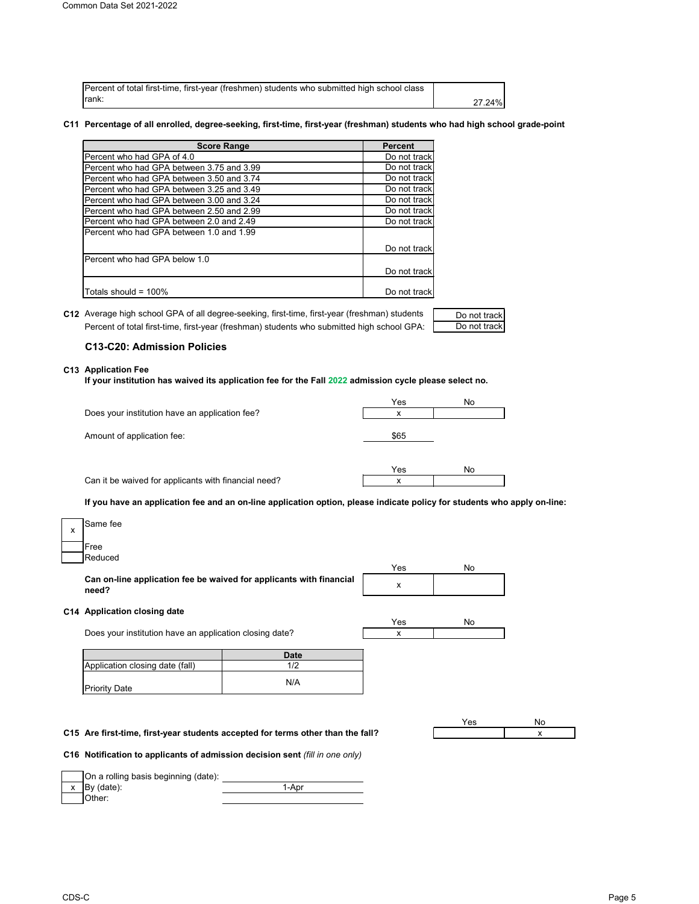| Percent of total first-time, first-year (freshmen) students who submitted high school class rank: | 27.24% |
|---|---|

**C11 Percentage of all enrolled, degree-seeking, first-time, first-year (freshman) students who had high school grade-point**

| Score Range | Percent |
|---|---|
| Percent who had GPA of 4.0 | Do not track |
| Percent who had GPA between 3.75 and 3.99 | Do not track |
| Percent who had GPA between 3.50 and 3.74 | Do not track |
| Percent who had GPA between 3.25 and 3.49 | Do not track |
| Percent who had GPA between 3.00 and 3.24 | Do not track |
| Percent who had GPA between 2.50 and 2.99 | Do not track |
| Percent who had GPA between 2.0 and 2.49 | Do not track |
| Percent who had GPA between 1.0 and 1.99 | Do not track |
| Percent who had GPA below 1.0 | Do not track |
| Totals should = 100% | Do not track |

**C12** Average high school GPA of all degree-seeking, first-time, first-year (freshman) students: Do not track

Percent of total first-time, first-year (freshman) students who submitted high school GPA: Do not track

### C13-C20: Admission Policies

**C13 Application Fee**

**If your institution has waived its application fee for the Fall 2022 admission cycle please select no.**

| | Yes | No |
|---|---|---|
| Does your institution have an application fee? | x | |

Amount of application fee: $65

| | Yes | No |
|---|---|---|
| Can it be waived for applicants with financial need? | x | |

**If you have an application fee and an on-line application option, please indicate policy for students who apply on-line:**

| | |
|---|---|
| x | Same fee |
| | Free |
| | Reduced |

| | Yes | No |
|---|---|---|
| **Can on-line application fee be waived for applicants with financial need?** | x | |

**C14 Application closing date**

| | Yes | No |
|---|---|---|
| Does your institution have an application closing date? | x | |

| | Date |
|---|---|
| Application closing date (fall) | 1/2 |
| Priority Date | N/A |

| | Yes | No |
|---|---|---|
| **C15 Are first-time, first-year students accepted for terms other than the fall?** | | x |

**C16 Notification to applicants of admission decision sent** *(fill in one only)*

| | | |
|---|---|---|
| | On a rolling basis beginning (date): | |
| x | By (date): | 1-Apr |
| | Other: | |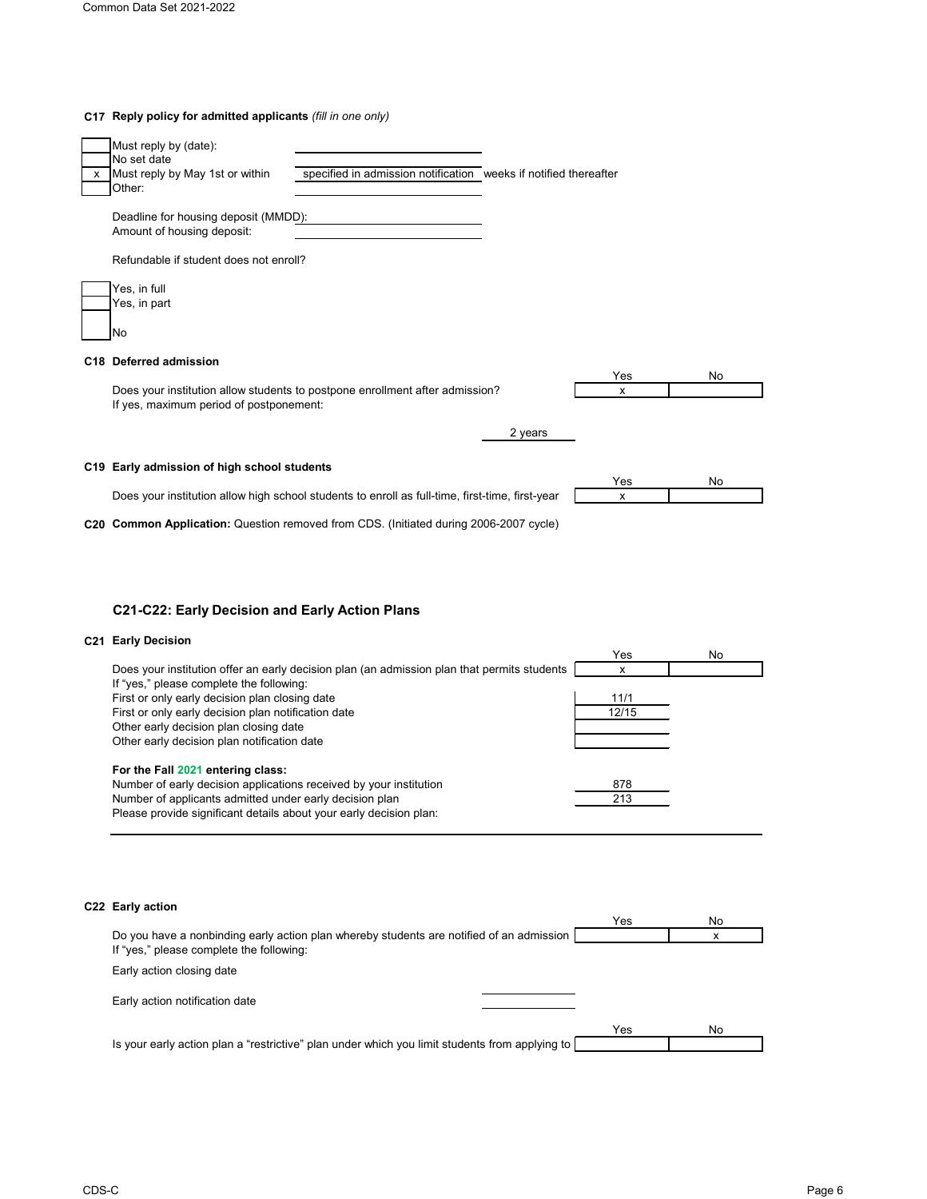**C17 Reply policy for admitted applicants** *(fill in one only)*

| | | |
|---|---|---|
| | Must reply by (date): | |
| | No set date | |
| x | Must reply by May 1st or within | specified in admission notification weeks if notified thereafter |
| | Other: | |

Deadline for housing deposit (MMDD):

Amount of housing deposit:

Refundable if student does not enroll?

| | |
|---|---|
| | Yes, in full |
| | Yes, in part |
| | No |

**C18 Deferred admission**

| | Yes | No |
|---|---|---|
| Does your institution allow students to postpone enrollment after admission? | x | |

If yes, maximum period of postponement: 2 years

**C19 Early admission of high school students**

| | Yes | No |
|---|---|---|
| Does your institution allow high school students to enroll as full-time, first-time, first-year | x | |

**C20 Common Application:** Question removed from CDS. (Initiated during 2006-2007 cycle)

### C21-C22: Early Decision and Early Action Plans

**C21 Early Decision**

| | Yes | No |
|---|---|---|
| Does your institution offer an early decision plan (an admission plan that permits students | x | |

If “yes,” please complete the following:

| | |
|---|---|
| First or only early decision plan closing date | 11/1 |
| First or only early decision plan notification date | 12/15 |
| Other early decision plan closing date | |
| Other early decision plan notification date | |

**For the Fall 2021 entering class:**

| | |
|---|---|
| Number of early decision applications received by your institution | 878 |
| Number of applicants admitted under early decision plan | 213 |

Please provide significant details about your early decision plan:

**C22 Early action**

| | Yes | No |
|---|---|---|
| Do you have a nonbinding early action plan whereby students are notified of an admission | | x |

If “yes,” please complete the following:

Early action closing date

Early action notification date

| | Yes | No |
|---|---|---|
| Is your early action plan a “restrictive” plan under which you limit students from applying to | | |